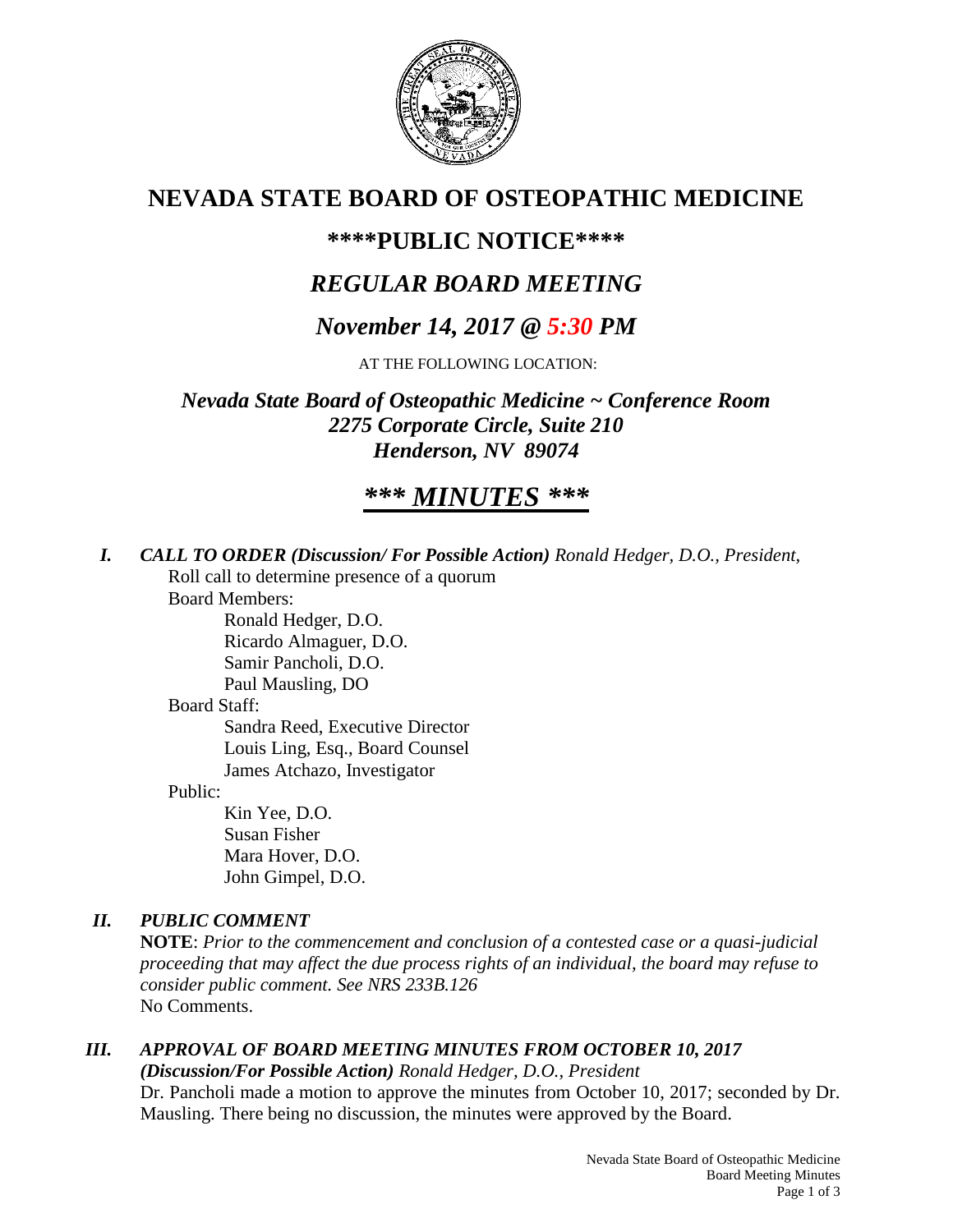# NEVADA STATE BOARD OF OSTEOPATHIC MEDICINE

## \*\*\*\*PUBLIC NOTICE\*\*\*\*

## *REGULAR BOARD MEETING*

## *November 14, 2017 @ 5:30 PM*

AT THE FOLLOWING LOCATION:

***Nevada State Board of Osteopathic Medicine ~ Conference Room***
***2275 Corporate Circle, Suite 210***
***Henderson, NV 89074***

# *\*\*\* MINUTES \*\*\**

***I. CALL TO ORDER (Discussion/ For Possible Action)*** *Ronald Hedger, D.O., President,*

Roll call to determine presence of a quorum

Board Members:

- Ronald Hedger, D.O.
- Ricardo Almaguer, D.O.
- Samir Pancholi, D.O.
- Paul Mausling, DO

Board Staff:

- Sandra Reed, Executive Director
- Louis Ling, Esq., Board Counsel
- James Atchazo, Investigator

Public:

- Kin Yee, D.O.
- Susan Fisher
- Mara Hover, D.O.
- John Gimpel, D.O.

***II. PUBLIC COMMENT***

**NOTE**: *Prior to the commencement and conclusion of a contested case or a quasi-judicial proceeding that may affect the due process rights of an individual, the board may refuse to consider public comment. See NRS 233B.126*

No Comments.

***III. APPROVAL OF BOARD MEETING MINUTES FROM OCTOBER 10, 2017***
***(Discussion/For Possible Action)*** *Ronald Hedger, D.O., President*

Dr. Pancholi made a motion to approve the minutes from October 10, 2017; seconded by Dr. Mausling. There being no discussion, the minutes were approved by the Board.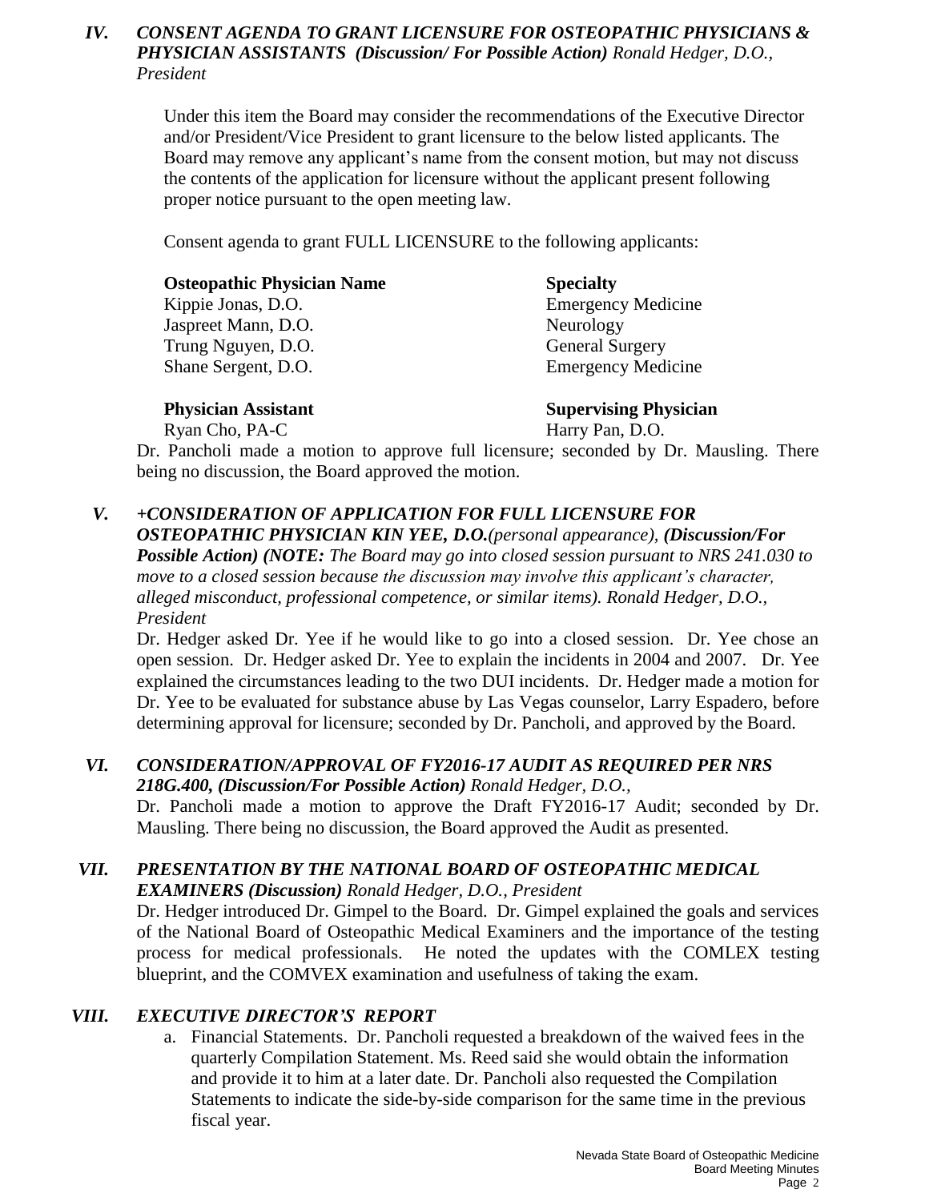## IV. *CONSENT AGENDA TO GRANT LICENSURE FOR OSTEOPATHIC PHYSICIANS & PHYSICIAN ASSISTANTS (Discussion/ For Possible Action) Ronald Hedger, D.O., President*

Under this item the Board may consider the recommendations of the Executive Director and/or President/Vice President to grant licensure to the below listed applicants. The Board may remove any applicant's name from the consent motion, but may not discuss the contents of the application for licensure without the applicant present following proper notice pursuant to the open meeting law.

Consent agenda to grant FULL LICENSURE to the following applicants:

| **Osteopathic Physician Name** | **Specialty** |
|---|---|
| Kippie Jonas, D.O. | Emergency Medicine |
| Jaspreet Mann, D.O. | Neurology |
| Trung Nguyen, D.O. | General Surgery |
| Shane Sergent, D.O. | Emergency Medicine |

| **Physician Assistant** | **Supervising Physician** |
|---|---|
| Ryan Cho, PA-C | Harry Pan, D.O. |

Dr. Pancholi made a motion to approve full licensure; seconded by Dr. Mausling. There being no discussion, the Board approved the motion.

## V. *+CONSIDERATION OF APPLICATION FOR FULL LICENSURE FOR OSTEOPATHIC PHYSICIAN KIN YEE, D.O.(personal appearance), (Discussion/For Possible Action) (NOTE: The Board may go into closed session pursuant to NRS 241.030 to move to a closed session because the discussion may involve this applicant's character, alleged misconduct, professional competence, or similar items). Ronald Hedger, D.O., President*

Dr. Hedger asked Dr. Yee if he would like to go into a closed session. Dr. Yee chose an open session. Dr. Hedger asked Dr. Yee to explain the incidents in 2004 and 2007. Dr. Yee explained the circumstances leading to the two DUI incidents. Dr. Hedger made a motion for Dr. Yee to be evaluated for substance abuse by Las Vegas counselor, Larry Espadero, before determining approval for licensure; seconded by Dr. Pancholi, and approved by the Board.

## VI. *CONSIDERATION/APPROVAL OF FY2016-17 AUDIT AS REQUIRED PER NRS 218G.400, (Discussion/For Possible Action) Ronald Hedger, D.O.,*

Dr. Pancholi made a motion to approve the Draft FY2016-17 Audit; seconded by Dr. Mausling. There being no discussion, the Board approved the Audit as presented.

## VII. *PRESENTATION BY THE NATIONAL BOARD OF OSTEOPATHIC MEDICAL EXAMINERS (Discussion) Ronald Hedger, D.O., President*

Dr. Hedger introduced Dr. Gimpel to the Board. Dr. Gimpel explained the goals and services of the National Board of Osteopathic Medical Examiners and the importance of the testing process for medical professionals. He noted the updates with the COMLEX testing blueprint, and the COMVEX examination and usefulness of taking the exam.

## VIII. *EXECUTIVE DIRECTOR'S REPORT*

a. Financial Statements. Dr. Pancholi requested a breakdown of the waived fees in the quarterly Compilation Statement. Ms. Reed said she would obtain the information and provide it to him at a later date. Dr. Pancholi also requested the Compilation Statements to indicate the side-by-side comparison for the same time in the previous fiscal year.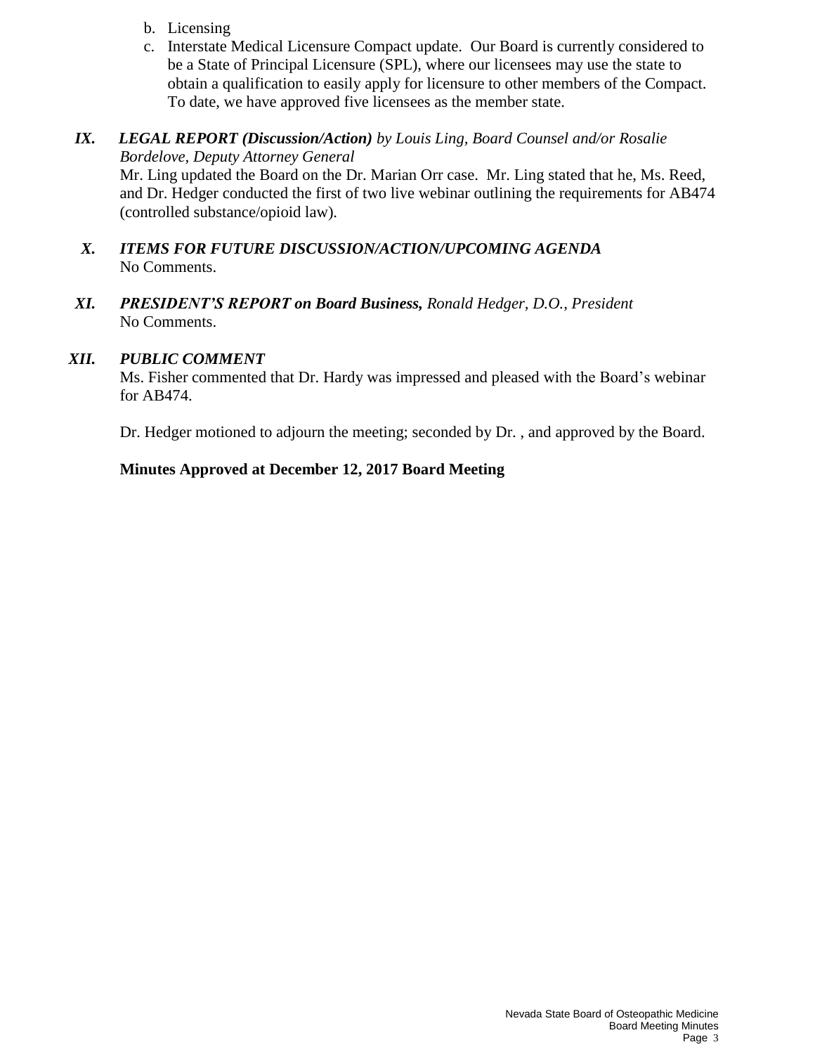b. Licensing
c. Interstate Medical Licensure Compact update. Our Board is currently considered to be a State of Principal Licensure (SPL), where our licensees may use the state to obtain a qualification to easily apply for licensure to other members of the Compact. To date, we have approved five licensees as the member state.

**IX.** ***LEGAL REPORT (Discussion/Action)*** *by Louis Ling, Board Counsel and/or Rosalie Bordelove, Deputy Attorney General*

Mr. Ling updated the Board on the Dr. Marian Orr case. Mr. Ling stated that he, Ms. Reed, and Dr. Hedger conducted the first of two live webinar outlining the requirements for AB474 (controlled substance/opioid law).

**X.** ***ITEMS FOR FUTURE DISCUSSION/ACTION/UPCOMING AGENDA***

No Comments.

**XI.** ***PRESIDENT'S REPORT on Board Business,*** *Ronald Hedger, D.O., President*

No Comments.

**XII.** ***PUBLIC COMMENT***

Ms. Fisher commented that Dr. Hardy was impressed and pleased with the Board's webinar for AB474.

Dr. Hedger motioned to adjourn the meeting; seconded by Dr. , and approved by the Board.

**Minutes Approved at December 12, 2017 Board Meeting**